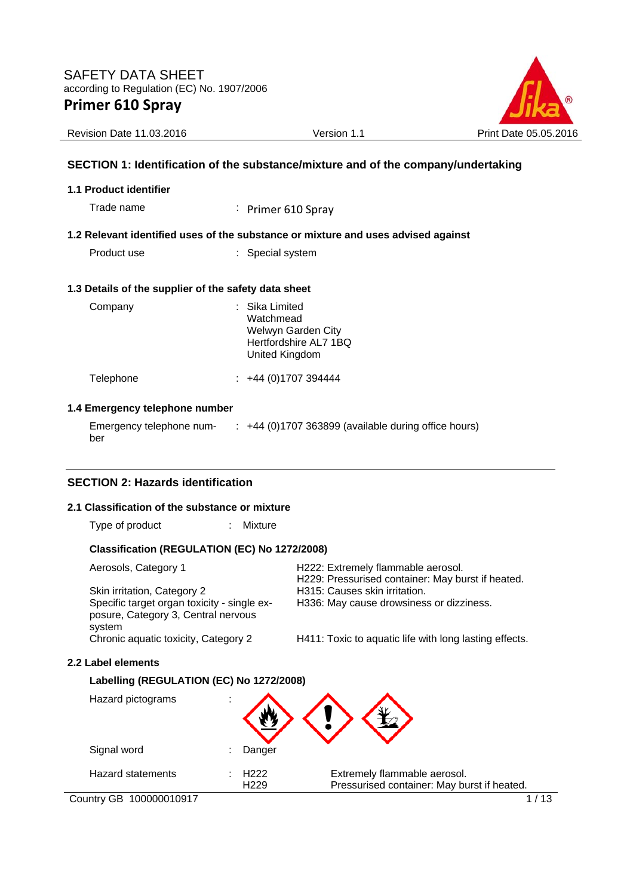# SAFETY DATA SHEET

according to Regulation (EC) No. 1907/2006

# Primer 610 Spray

Revision Date 11.03.2016 | Version 1.1 | Print Date 05.05.2016

## SECTION 1: Identification of the substance/mixture and of the company/undertaking

### 1.1 Product identifier

Trade name : Primer 610 Spray

### 1.2 Relevant identified uses of the substance or mixture and uses advised against

Product use : Special system

### 1.3 Details of the supplier of the safety data sheet

Company : Sika Limited
Watchmead
Welwyn Garden City
Hertfordshire AL7 1BQ
United Kingdom

Telephone : +44 (0)1707 394444

### 1.4 Emergency telephone number

Emergency telephone number : +44 (0)1707 363899 (available during office hours)

## SECTION 2: Hazards identification

### 2.1 Classification of the substance or mixture

Type of product : Mixture

**Classification (REGULATION (EC) No 1272/2008)**

| | |
|---|---|
| Aerosols, Category 1 | H222: Extremely flammable aerosol.<br>H229: Pressurised container: May burst if heated. |
| Skin irritation, Category 2 | H315: Causes skin irritation. |
| Specific target organ toxicity - single exposure, Category 3, Central nervous system | H336: May cause drowsiness or dizziness. |
| Chronic aquatic toxicity, Category 2 | H411: Toxic to aquatic life with long lasting effects. |

### 2.2 Label elements

**Labelling (REGULATION (EC) No 1272/2008)**

Hazard pictograms :

Signal word : Danger

Hazard statements :

| | |
|---|---|
| H222 | Extremely flammable aerosol. |
| H229 | Pressurised container: May burst if heated. |

Country GB 100000010917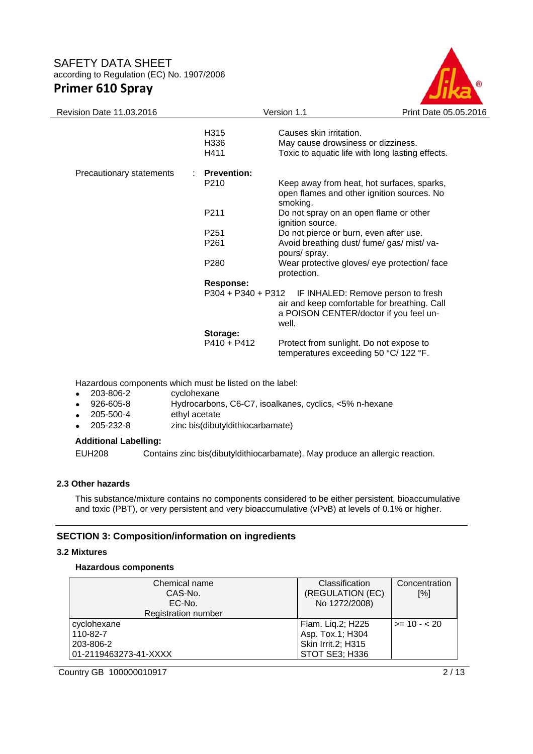| | | |
|---|---|---|
| | H315 | Causes skin irritation. |
| | H336 | May cause drowsiness or dizziness. |
| | H411 | Toxic to aquatic life with long lasting effects. |
| Precautionary statements : | **Prevention:** | |
| | P210 | Keep away from heat, hot surfaces, sparks, open flames and other ignition sources. No smoking. |
| | P211 | Do not spray on an open flame or other ignition source. |
| | P251 | Do not pierce or burn, even after use. |
| | P261 | Avoid breathing dust/ fume/ gas/ mist/ vapours/ spray. |
| | P280 | Wear protective gloves/ eye protection/ face protection. |
| | **Response:** | |
| | P304 + P340 + P312 | IF INHALED: Remove person to fresh air and keep comfortable for breathing. Call a POISON CENTER/doctor if you feel unwell. |
| | **Storage:** | |
| | P410 + P412 | Protect from sunlight. Do not expose to temperatures exceeding 50 °C/ 122 °F. |

Hazardous components which must be listed on the label:

- 203-806-2 cyclohexane
- 926-605-8 Hydrocarbons, C6-C7, isoalkanes, cyclics, <5% n-hexane
- 205-500-4 ethyl acetate
- 205-232-8 zinc bis(dibutyldithiocarbamate)

**Additional Labelling:**

EUH208 Contains zinc bis(dibutyldithiocarbamate). May produce an allergic reaction.

### 2.3 Other hazards

This substance/mixture contains no components considered to be either persistent, bioaccumulative and toxic (PBT), or very persistent and very bioaccumulative (vPvB) at levels of 0.1% or higher.

## SECTION 3: Composition/information on ingredients

### 3.2 Mixtures

**Hazardous components**

| Chemical name<br>CAS-No.<br>EC-No.<br>Registration number | Classification<br>(REGULATION (EC)<br>No 1272/2008) | Concentration<br>[%] |
|---|---|---|
| cyclohexane<br>110-82-7<br>203-806-2<br>01-2119463273-41-XXXX | Flam. Liq.2; H225<br>Asp. Tox.1; H304<br>Skin Irrit.2; H315<br>STOT SE3; H336 | >= 10 - < 20 |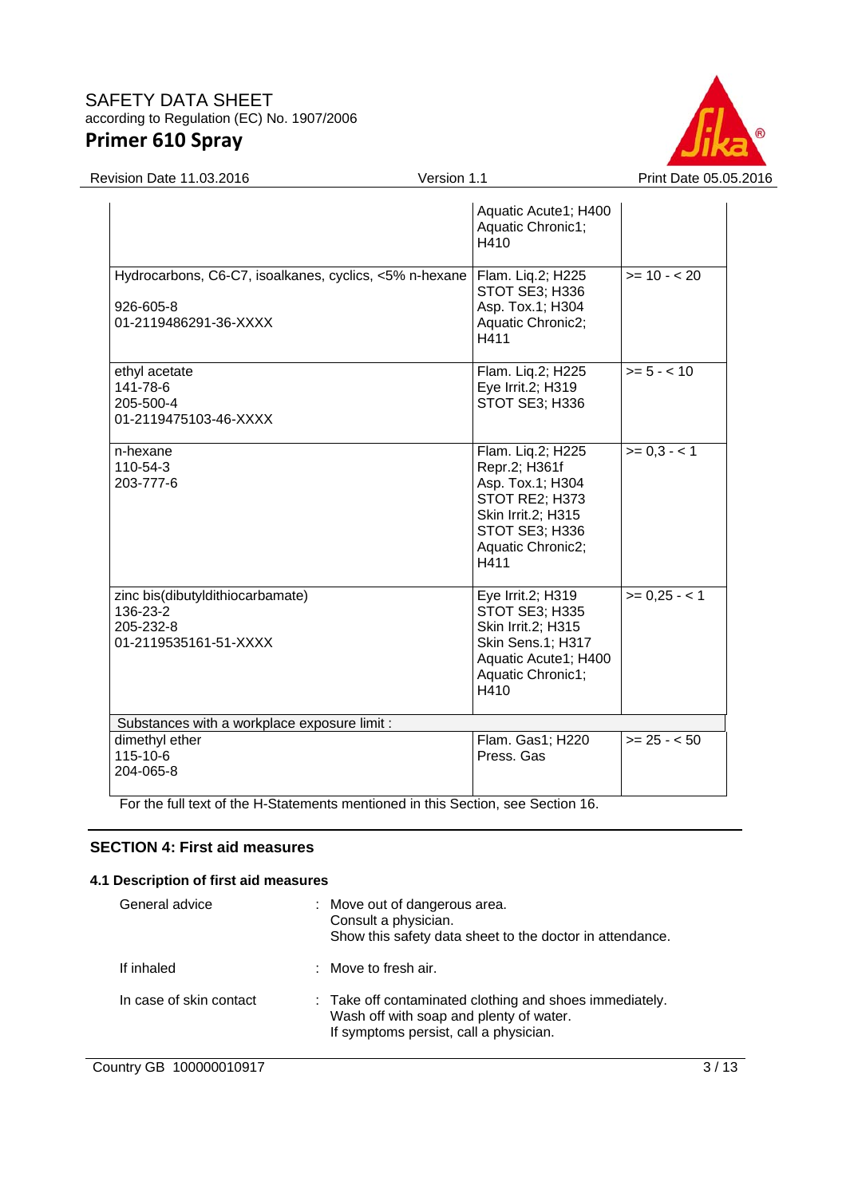| | | |
|---|---|---|
| | Aquatic Acute1; H400<br>Aquatic Chronic1; H410 | |
| Hydrocarbons, C6-C7, isoalkanes, cyclics, <5% n-hexane<br>926-605-8<br>01-2119486291-36-XXXX | Flam. Liq.2; H225<br>STOT SE3; H336<br>Asp. Tox.1; H304<br>Aquatic Chronic2; H411 | >= 10 - < 20 |
| ethyl acetate<br>141-78-6<br>205-500-4<br>01-2119475103-46-XXXX | Flam. Liq.2; H225<br>Eye Irrit.2; H319<br>STOT SE3; H336 | >= 5 - < 10 |
| n-hexane<br>110-54-3<br>203-777-6 | Flam. Liq.2; H225<br>Repr.2; H361f<br>Asp. Tox.1; H304<br>STOT RE2; H373<br>Skin Irrit.2; H315<br>STOT SE3; H336<br>Aquatic Chronic2; H411 | >= 0,3 - < 1 |
| zinc bis(dibutyldithiocarbamate)<br>136-23-2<br>205-232-8<br>01-2119535161-51-XXXX | Eye Irrit.2; H319<br>STOT SE3; H335<br>Skin Irrit.2; H315<br>Skin Sens.1; H317<br>Aquatic Acute1; H400<br>Aquatic Chronic1; H410 | >= 0,25 - < 1 |
| Substances with a workplace exposure limit : | | |
| dimethyl ether<br>115-10-6<br>204-065-8 | Flam. Gas1; H220<br>Press. Gas | >= 25 - < 50 |

For the full text of the H-Statements mentioned in this Section, see Section 16.

## SECTION 4: First aid measures

### 4.1 Description of first aid measures

General advice : Move out of dangerous area.
Consult a physician.
Show this safety data sheet to the doctor in attendance.

If inhaled : Move to fresh air.

In case of skin contact : Take off contaminated clothing and shoes immediately.
Wash off with soap and plenty of water.
If symptoms persist, call a physician.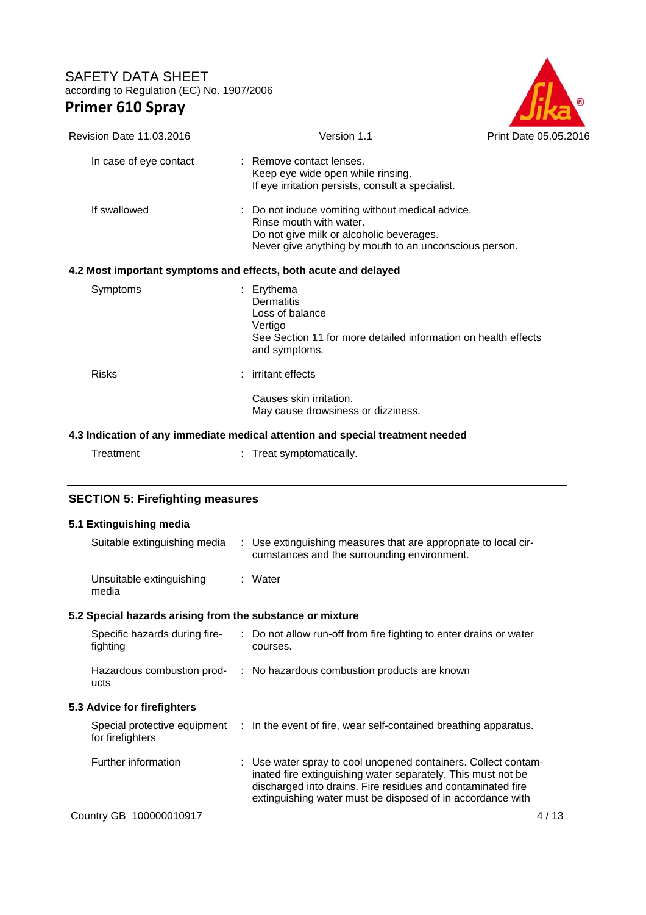| | |
|---|---|
| In case of eye contact | : Remove contact lenses.<br>Keep eye wide open while rinsing.<br>If eye irritation persists, consult a specialist. |
| If swallowed | : Do not induce vomiting without medical advice.<br>Rinse mouth with water.<br>Do not give milk or alcoholic beverages.<br>Never give anything by mouth to an unconscious person. |

### 4.2 Most important symptoms and effects, both acute and delayed

| | |
|---|---|
| Symptoms | : Erythema<br>Dermatitis<br>Loss of balance<br>Vertigo<br>See Section 11 for more detailed information on health effects and symptoms. |
| Risks | : irritant effects<br><br>Causes skin irritation.<br>May cause drowsiness or dizziness. |

### 4.3 Indication of any immediate medical attention and special treatment needed

| | |
|---|---|
| Treatment | : Treat symptomatically. |

## SECTION 5: Firefighting measures

### 5.1 Extinguishing media

| | |
|---|---|
| Suitable extinguishing media | : Use extinguishing measures that are appropriate to local circumstances and the surrounding environment. |
| Unsuitable extinguishing media | : Water |

### 5.2 Special hazards arising from the substance or mixture

| | |
|---|---|
| Specific hazards during firefighting | : Do not allow run-off from fire fighting to enter drains or water courses. |
| Hazardous combustion products | : No hazardous combustion products are known |

### 5.3 Advice for firefighters

| | |
|---|---|
| Special protective equipment for firefighters | : In the event of fire, wear self-contained breathing apparatus. |
| Further information | : Use water spray to cool unopened containers. Collect contaminated fire extinguishing water separately. This must not be discharged into drains. Fire residues and contaminated fire extinguishing water must be disposed of in accordance with |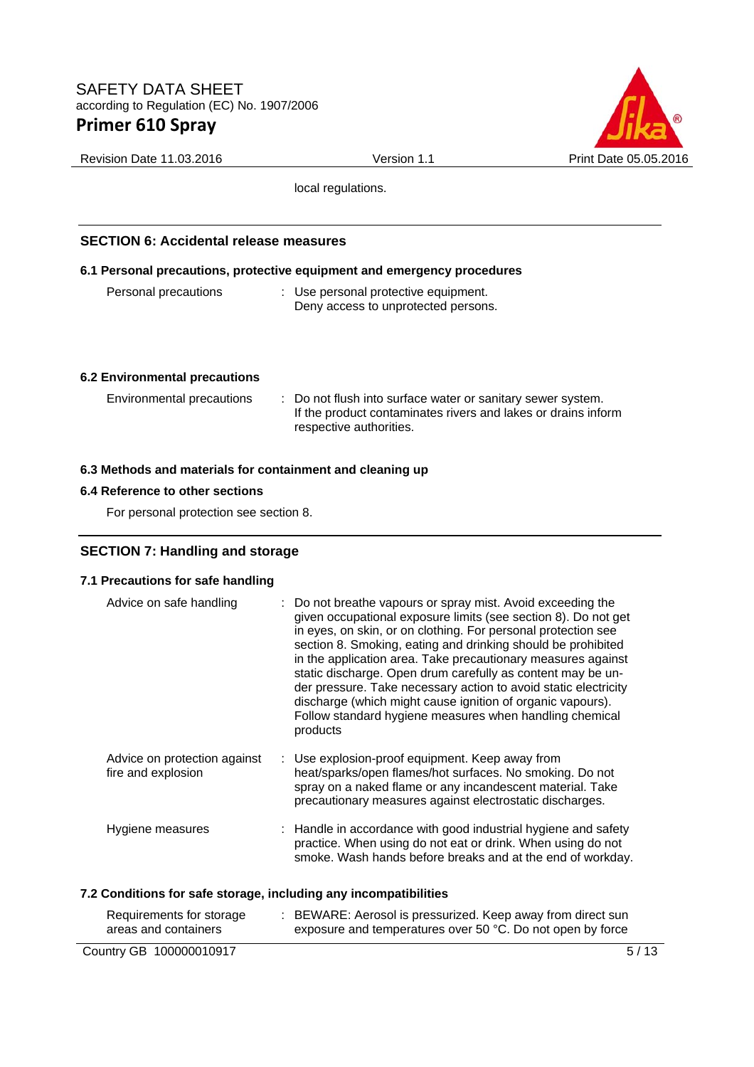local regulations.

## SECTION 6: Accidental release measures

### 6.1 Personal precautions, protective equipment and emergency procedures

| | |
|---|---|
| Personal precautions | : Use personal protective equipment. Deny access to unprotected persons. |

### 6.2 Environmental precautions

| | |
|---|---|
| Environmental precautions | : Do not flush into surface water or sanitary sewer system. If the product contaminates rivers and lakes or drains inform respective authorities. |

### 6.3 Methods and materials for containment and cleaning up

### 6.4 Reference to other sections

For personal protection see section 8.

## SECTION 7: Handling and storage

### 7.1 Precautions for safe handling

| | |
|---|---|
| Advice on safe handling | : Do not breathe vapours or spray mist. Avoid exceeding the given occupational exposure limits (see section 8). Do not get in eyes, on skin, or on clothing. For personal protection see section 8. Smoking, eating and drinking should be prohibited in the application area. Take precautionary measures against static discharge. Open drum carefully as content may be under pressure. Take necessary action to avoid static electricity discharge (which might cause ignition of organic vapours). Follow standard hygiene measures when handling chemical products |
| Advice on protection against fire and explosion | : Use explosion-proof equipment. Keep away from heat/sparks/open flames/hot surfaces. No smoking. Do not spray on a naked flame or any incandescent material. Take precautionary measures against electrostatic discharges. |
| Hygiene measures | : Handle in accordance with good industrial hygiene and safety practice. When using do not eat or drink. When using do not smoke. Wash hands before breaks and at the end of workday. |

### 7.2 Conditions for safe storage, including any incompatibilities

| | |
|---|---|
| Requirements for storage areas and containers | : BEWARE: Aerosol is pressurized. Keep away from direct sun exposure and temperatures over 50 °C. Do not open by force |

Country GB 100000010917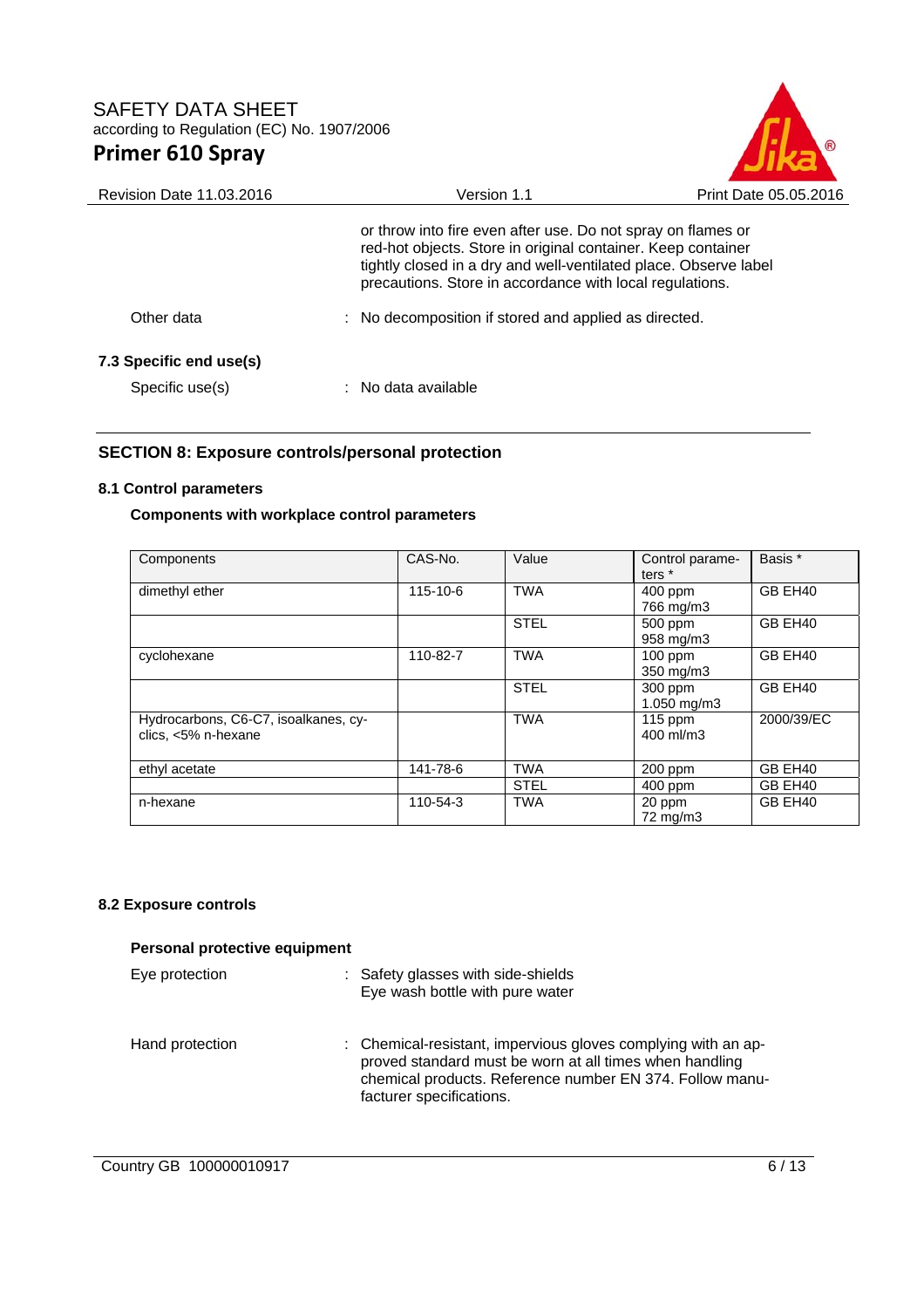or throw into fire even after use. Do not spray on flames or red-hot objects. Store in original container. Keep container tightly closed in a dry and well-ventilated place. Observe label precautions. Store in accordance with local regulations.

Other data : No decomposition if stored and applied as directed.

### 7.3 Specific end use(s)

Specific use(s) : No data available

## SECTION 8: Exposure controls/personal protection

### 8.1 Control parameters

**Components with workplace control parameters**

| Components | CAS-No. | Value | Control parameters * | Basis * |
|---|---|---|---|---|
| dimethyl ether | 115-10-6 | TWA | 400 ppm 766 mg/m3 | GB EH40 |
| | | STEL | 500 ppm 958 mg/m3 | GB EH40 |
| cyclohexane | 110-82-7 | TWA | 100 ppm 350 mg/m3 | GB EH40 |
| | | STEL | 300 ppm 1.050 mg/m3 | GB EH40 |
| Hydrocarbons, C6-C7, isoalkanes, cyclics, <5% n-hexane | | TWA | 115 ppm 400 ml/m3 | 2000/39/EC |
| ethyl acetate | 141-78-6 | TWA | 200 ppm | GB EH40 |
| | | STEL | 400 ppm | GB EH40 |
| n-hexane | 110-54-3 | TWA | 20 ppm 72 mg/m3 | GB EH40 |

### 8.2 Exposure controls

**Personal protective equipment**

Eye protection : Safety glasses with side-shields
Eye wash bottle with pure water

Hand protection : Chemical-resistant, impervious gloves complying with an approved standard must be worn at all times when handling chemical products. Reference number EN 374. Follow manufacturer specifications.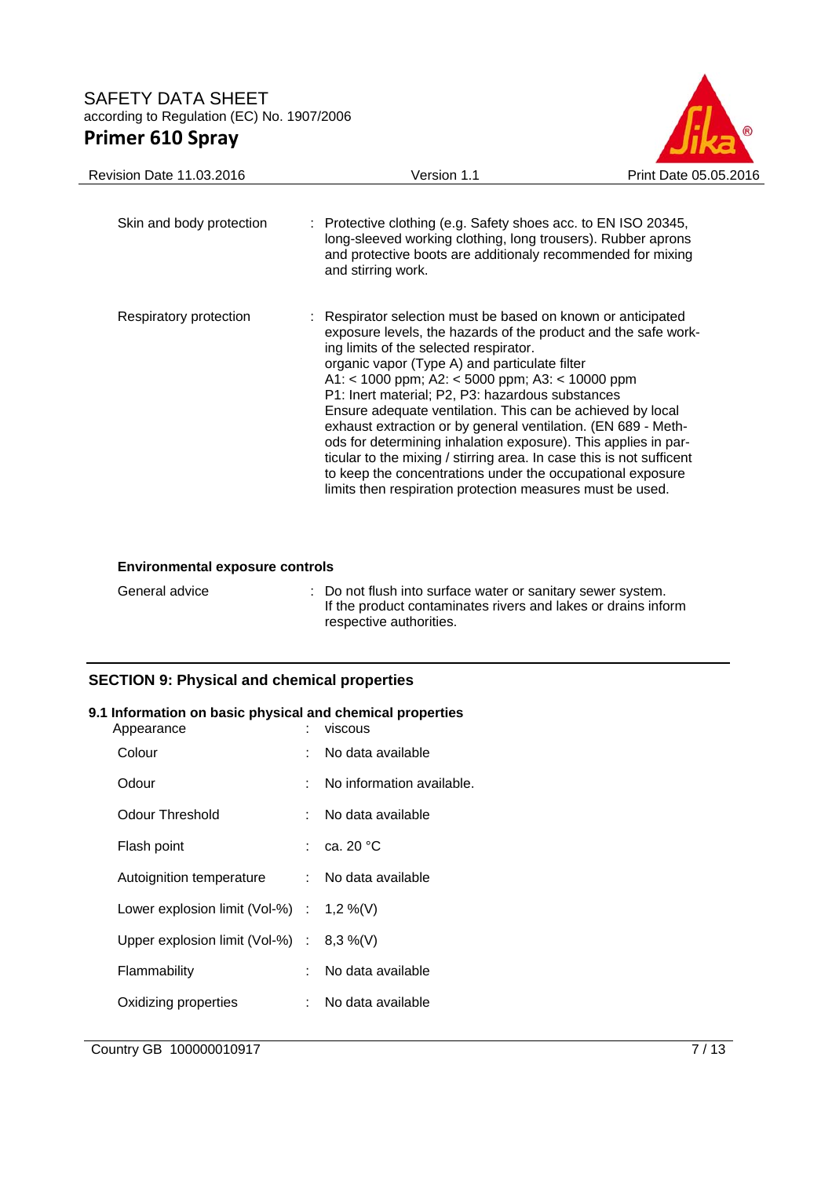| | | |
|---|---|---|
| Skin and body protection | : | Protective clothing (e.g. Safety shoes acc. to EN ISO 20345, long-sleeved working clothing, long trousers). Rubber aprons and protective boots are additionaly recommended for mixing and stirring work. |
| Respiratory protection | : | Respirator selection must be based on known or anticipated exposure levels, the hazards of the product and the safe working limits of the selected respirator.<br>organic vapor (Type A) and particulate filter<br>A1: < 1000 ppm; A2: < 5000 ppm; A3: < 10000 ppm<br>P1: Inert material; P2, P3: hazardous substances<br>Ensure adequate ventilation. This can be achieved by local exhaust extraction or by general ventilation. (EN 689 - Methods for determining inhalation exposure). This applies in particular to the mixing / stirring area. In case this is not sufficent to keep the concentrations under the occupational exposure limits then respiration protection measures must be used. |

**Environmental exposure controls**

| | | |
|---|---|---|
| General advice | : | Do not flush into surface water or sanitary sewer system. If the product contaminates rivers and lakes or drains inform respective authorities. |

## SECTION 9: Physical and chemical properties

### 9.1 Information on basic physical and chemical properties

| | | |
|---|---|---|
| Appearance | : | viscous |
| Colour | : | No data available |
| Odour | : | No information available. |
| Odour Threshold | : | No data available |
| Flash point | : | ca. 20 °C |
| Autoignition temperature | : | No data available |
| Lower explosion limit (Vol-%) | : | 1,2 %(V) |
| Upper explosion limit (Vol-%) | : | 8,3 %(V) |
| Flammability | : | No data available |
| Oxidizing properties | : | No data available |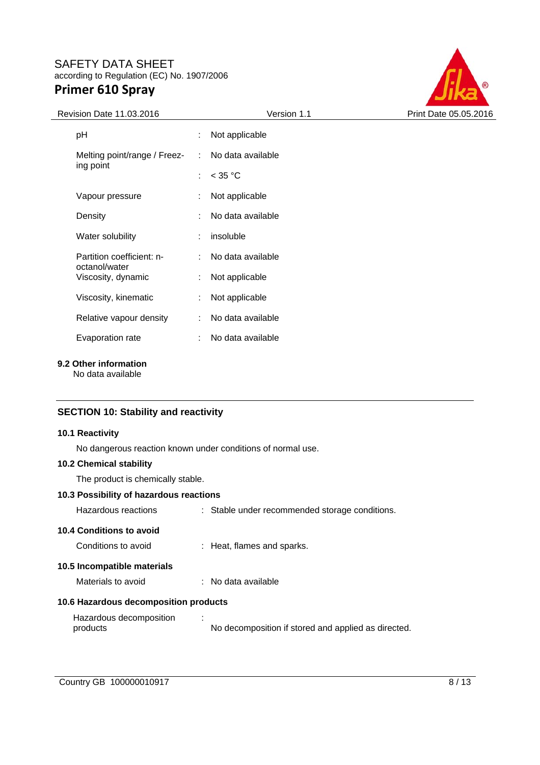| | | |
|---|---|---|
| pH | : | Not applicable |
| Melting point/range / Freezing point | : | No data available |
| | : | < 35 °C |
| Vapour pressure | : | Not applicable |
| Density | : | No data available |
| Water solubility | : | insoluble |
| Partition coefficient: n-octanol/water | : | No data available |
| Viscosity, dynamic | : | Not applicable |
| Viscosity, kinematic | : | Not applicable |
| Relative vapour density | : | No data available |
| Evaporation rate | : | No data available |

**9.2 Other information**

No data available

## SECTION 10: Stability and reactivity

**10.1 Reactivity**

No dangerous reaction known under conditions of normal use.

**10.2 Chemical stability**

The product is chemically stable.

**10.3 Possibility of hazardous reactions**

Hazardous reactions : Stable under recommended storage conditions.

**10.4 Conditions to avoid**

Conditions to avoid : Heat, flames and sparks.

**10.5 Incompatible materials**

Materials to avoid : No data available

**10.6 Hazardous decomposition products**

Hazardous decomposition products : No decomposition if stored and applied as directed.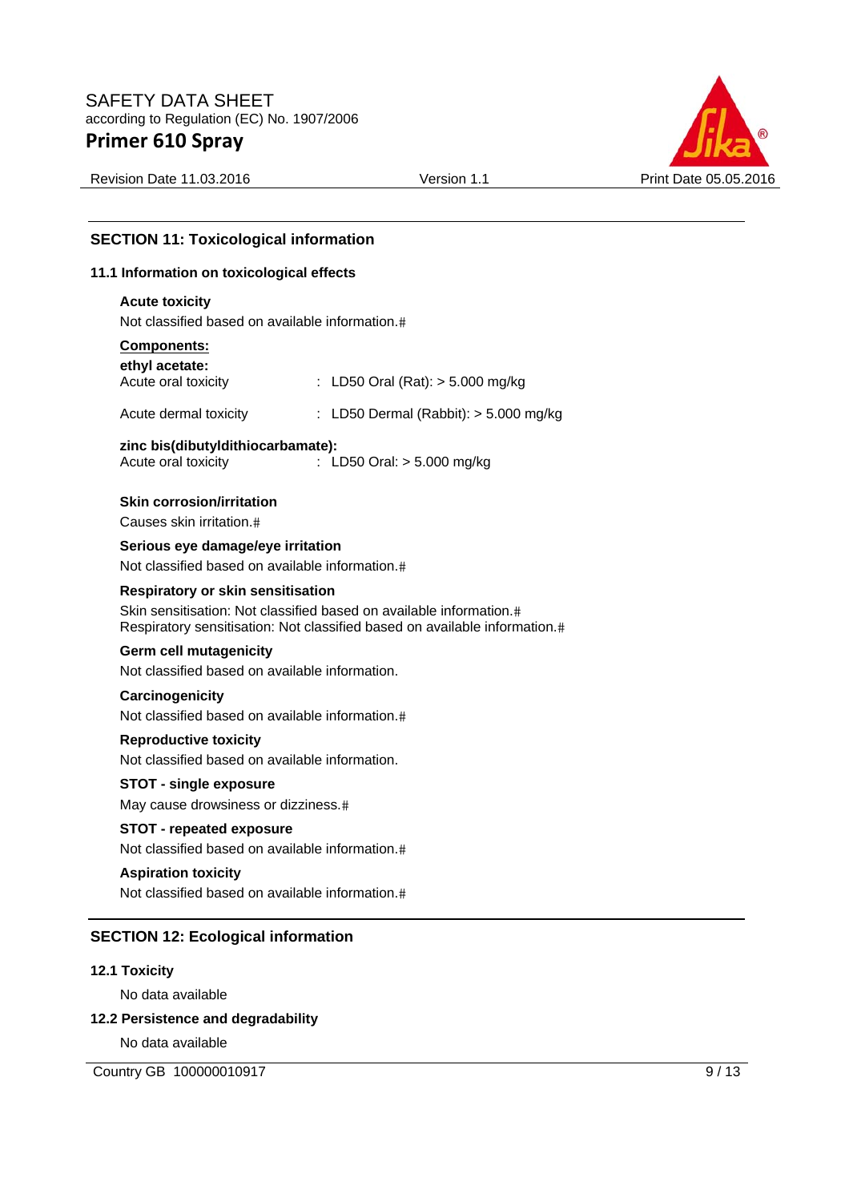## SECTION 11: Toxicological information

### 11.1 Information on toxicological effects

**Acute toxicity**

Not classified based on available information.#

**Components:**

**ethyl acetate:**

| | |
|---|---|
| Acute oral toxicity | : LD50 Oral (Rat): > 5.000 mg/kg |
| Acute dermal toxicity | : LD50 Dermal (Rabbit): > 5.000 mg/kg |

**zinc bis(dibutyldithiocarbamate):**

| | |
|---|---|
| Acute oral toxicity | : LD50 Oral: > 5.000 mg/kg |

**Skin corrosion/irritation**

Causes skin irritation.#

**Serious eye damage/eye irritation**

Not classified based on available information.#

**Respiratory or skin sensitisation**

Skin sensitisation: Not classified based on available information.#
Respiratory sensitisation: Not classified based on available information.#

**Germ cell mutagenicity**

Not classified based on available information.

**Carcinogenicity**

Not classified based on available information.#

**Reproductive toxicity**

Not classified based on available information.

**STOT - single exposure**

May cause drowsiness or dizziness.#

**STOT - repeated exposure**

Not classified based on available information.#

**Aspiration toxicity**

Not classified based on available information.#

## SECTION 12: Ecological information

### 12.1 Toxicity

No data available

### 12.2 Persistence and degradability

No data available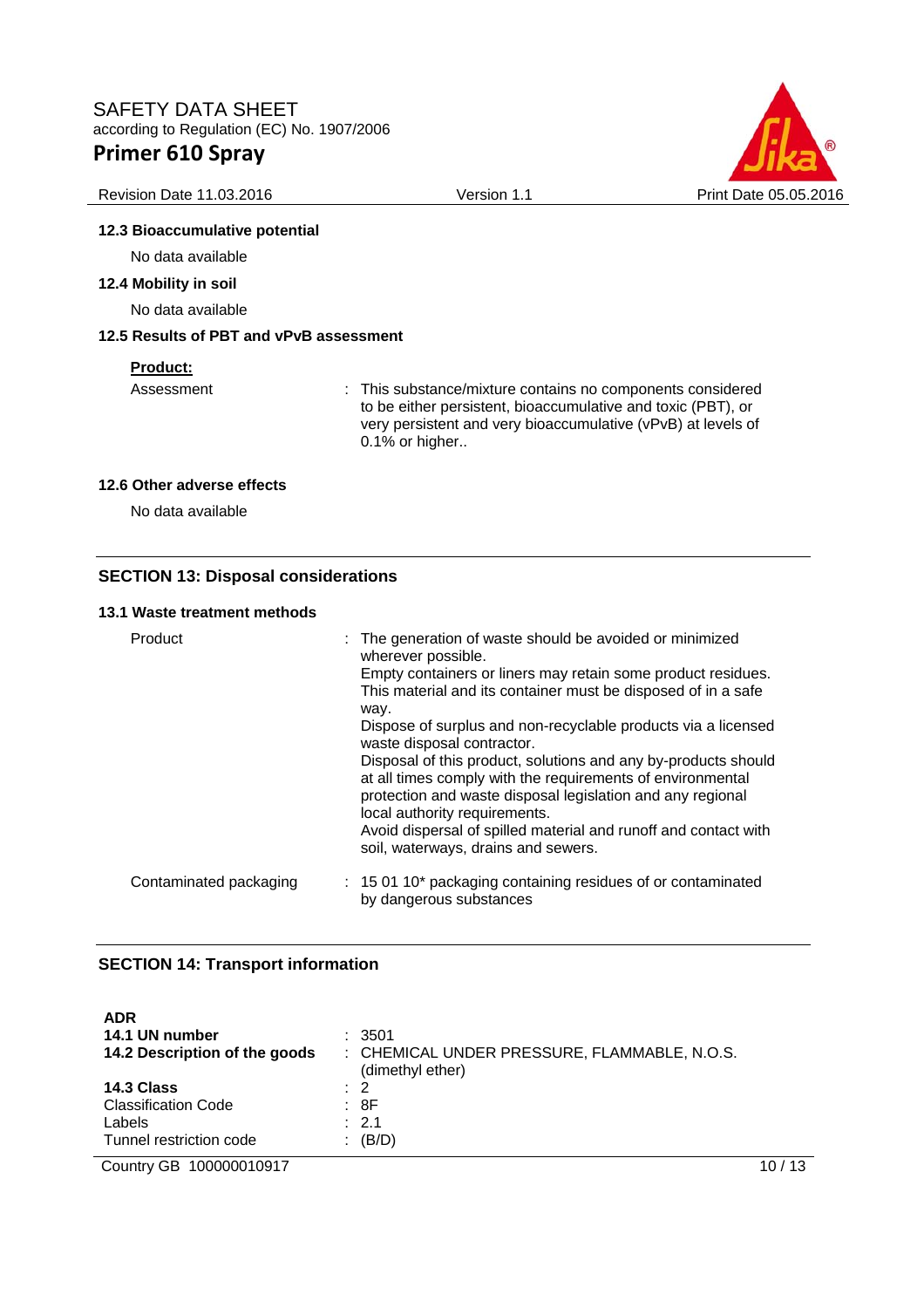### 12.3 Bioaccumulative potential

No data available

### 12.4 Mobility in soil

No data available

### 12.5 Results of PBT and vPvB assessment

**Product:**

| | |
|---|---|
| Assessment | : This substance/mixture contains no components considered to be either persistent, bioaccumulative and toxic (PBT), or very persistent and very bioaccumulative (vPvB) at levels of 0.1% or higher.. |

### 12.6 Other adverse effects

No data available

## SECTION 13: Disposal considerations

### 13.1 Waste treatment methods

| | |
|---|---|
| Product | : The generation of waste should be avoided or minimized wherever possible. Empty containers or liners may retain some product residues. This material and its container must be disposed of in a safe way. Dispose of surplus and non-recyclable products via a licensed waste disposal contractor. Disposal of this product, solutions and any by-products should at all times comply with the requirements of environmental protection and waste disposal legislation and any regional local authority requirements. Avoid dispersal of spilled material and runoff and contact with soil, waterways, drains and sewers. |
| Contaminated packaging | : 15 01 10* packaging containing residues of or contaminated by dangerous substances |

## SECTION 14: Transport information

**ADR**

| | |
|---|---|
| **14.1 UN number** | : 3501 |
| **14.2 Description of the goods** | : CHEMICAL UNDER PRESSURE, FLAMMABLE, N.O.S. (dimethyl ether) |
| **14.3 Class** | : 2 |
| Classification Code | : 8F |
| Labels | : 2.1 |
| Tunnel restriction code | : (B/D) |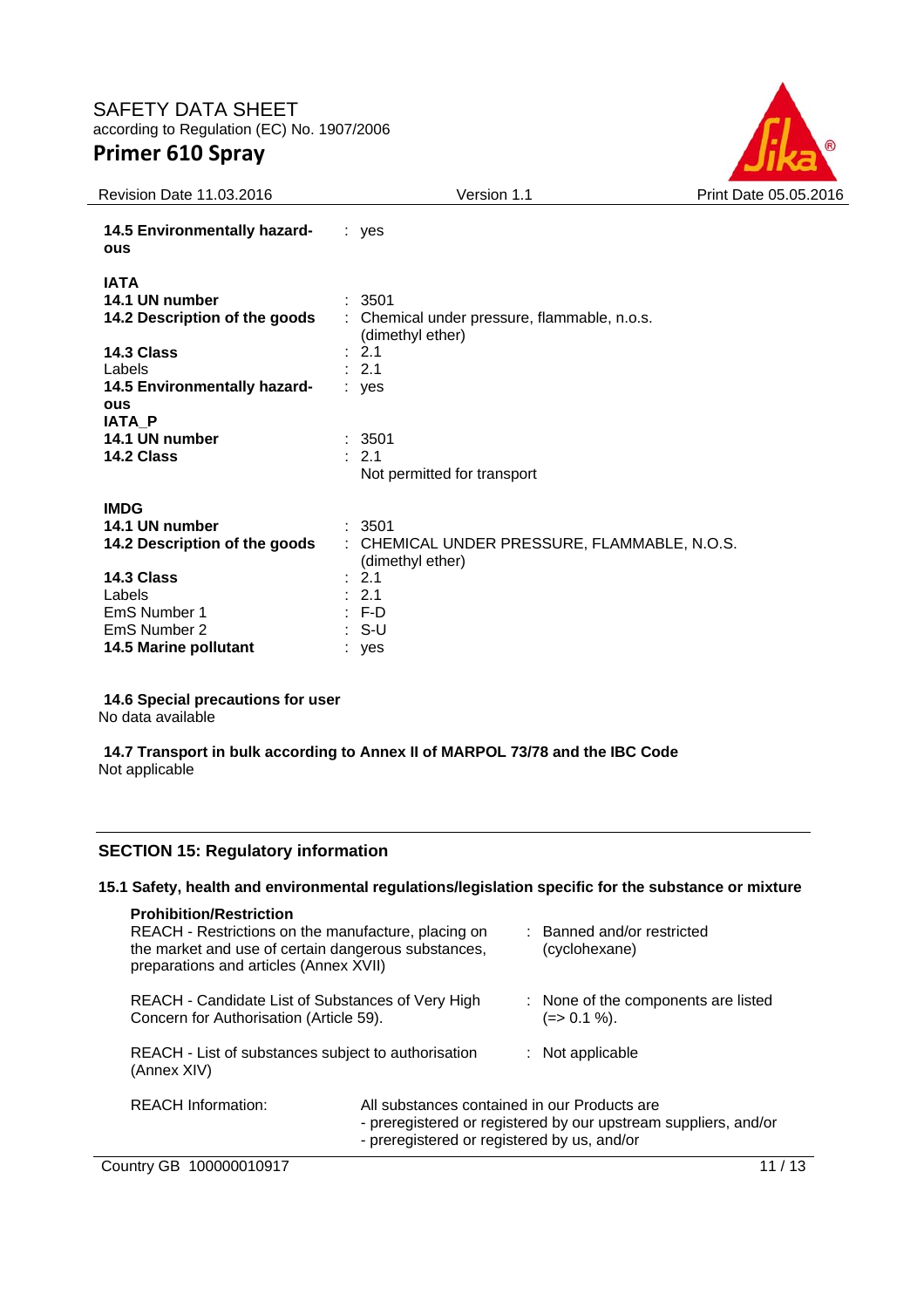**14.5 Environmentally hazardous** : yes

**IATA**

| | |
|---|---|
| **14.1 UN number** | : 3501 |
| **14.2 Description of the goods** | : Chemical under pressure, flammable, n.o.s. (dimethyl ether) |
| **14.3 Class** | : 2.1 |
| Labels | : 2.1 |
| **14.5 Environmentally hazardous** | : yes |

**IATA_P**

| | |
|---|---|
| **14.1 UN number** | : 3501 |
| **14.2 Class** | : 2.1<br>Not permitted for transport |

**IMDG**

| | |
|---|---|
| **14.1 UN number** | : 3501 |
| **14.2 Description of the goods** | : CHEMICAL UNDER PRESSURE, FLAMMABLE, N.O.S. (dimethyl ether) |
| **14.3 Class** | : 2.1 |
| Labels | : 2.1 |
| EmS Number 1 | : F-D |
| EmS Number 2 | : S-U |
| **14.5 Marine pollutant** | : yes |

**14.6 Special precautions for user**

No data available

**14.7 Transport in bulk according to Annex II of MARPOL 73/78 and the IBC Code**

Not applicable

## SECTION 15: Regulatory information

### 15.1 Safety, health and environmental regulations/legislation specific for the substance or mixture

**Prohibition/Restriction**

| | |
|---|---|
| REACH - Restrictions on the manufacture, placing on the market and use of certain dangerous substances, preparations and articles (Annex XVII) | : Banned and/or restricted (cyclohexane) |
| REACH - Candidate List of Substances of Very High Concern for Authorisation (Article 59). | : None of the components are listed (=> 0.1 %). |
| REACH - List of substances subject to authorisation (Annex XIV) | : Not applicable |

REACH Information: All substances contained in our Products are
- preregistered or registered by our upstream suppliers, and/or
- preregistered or registered by us, and/or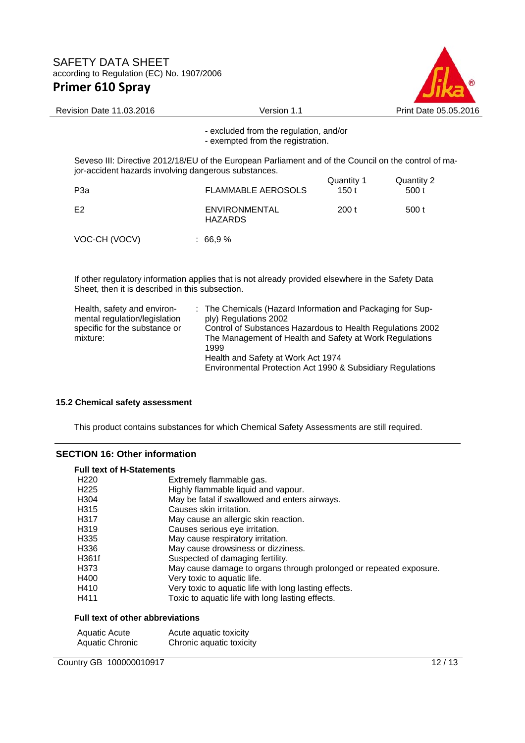- excluded from the regulation, and/or
- exempted from the registration.

Seveso III: Directive 2012/18/EU of the European Parliament and of the Council on the control of major-accident hazards involving dangerous substances.

| | | Quantity 1 | Quantity 2 |
|---|---|---|---|
| P3a | FLAMMABLE AEROSOLS | 150 t | 500 t |
| E2 | ENVIRONMENTAL HAZARDS | 200 t | 500 t |

VOC-CH (VOCV) : 66,9 %

If other regulatory information applies that is not already provided elsewhere in the Safety Data Sheet, then it is described in this subsection.

Health, safety and environmental regulation/legislation specific for the substance or mixture: The Chemicals (Hazard Information and Packaging for Supply) Regulations 2002
Control of Substances Hazardous to Health Regulations 2002
The Management of Health and Safety at Work Regulations 1999
Health and Safety at Work Act 1974
Environmental Protection Act 1990 & Subsidiary Regulations

### 15.2 Chemical safety assessment

This product contains substances for which Chemical Safety Assessments are still required.

## SECTION 16: Other information

**Full text of H-Statements**

| | |
|---|---|
| H220 | Extremely flammable gas. |
| H225 | Highly flammable liquid and vapour. |
| H304 | May be fatal if swallowed and enters airways. |
| H315 | Causes skin irritation. |
| H317 | May cause an allergic skin reaction. |
| H319 | Causes serious eye irritation. |
| H335 | May cause respiratory irritation. |
| H336 | May cause drowsiness or dizziness. |
| H361f | Suspected of damaging fertility. |
| H373 | May cause damage to organs through prolonged or repeated exposure. |
| H400 | Very toxic to aquatic life. |
| H410 | Very toxic to aquatic life with long lasting effects. |
| H411 | Toxic to aquatic life with long lasting effects. |

**Full text of other abbreviations**

| | |
|---|---|
| Aquatic Acute | Acute aquatic toxicity |
| Aquatic Chronic | Chronic aquatic toxicity |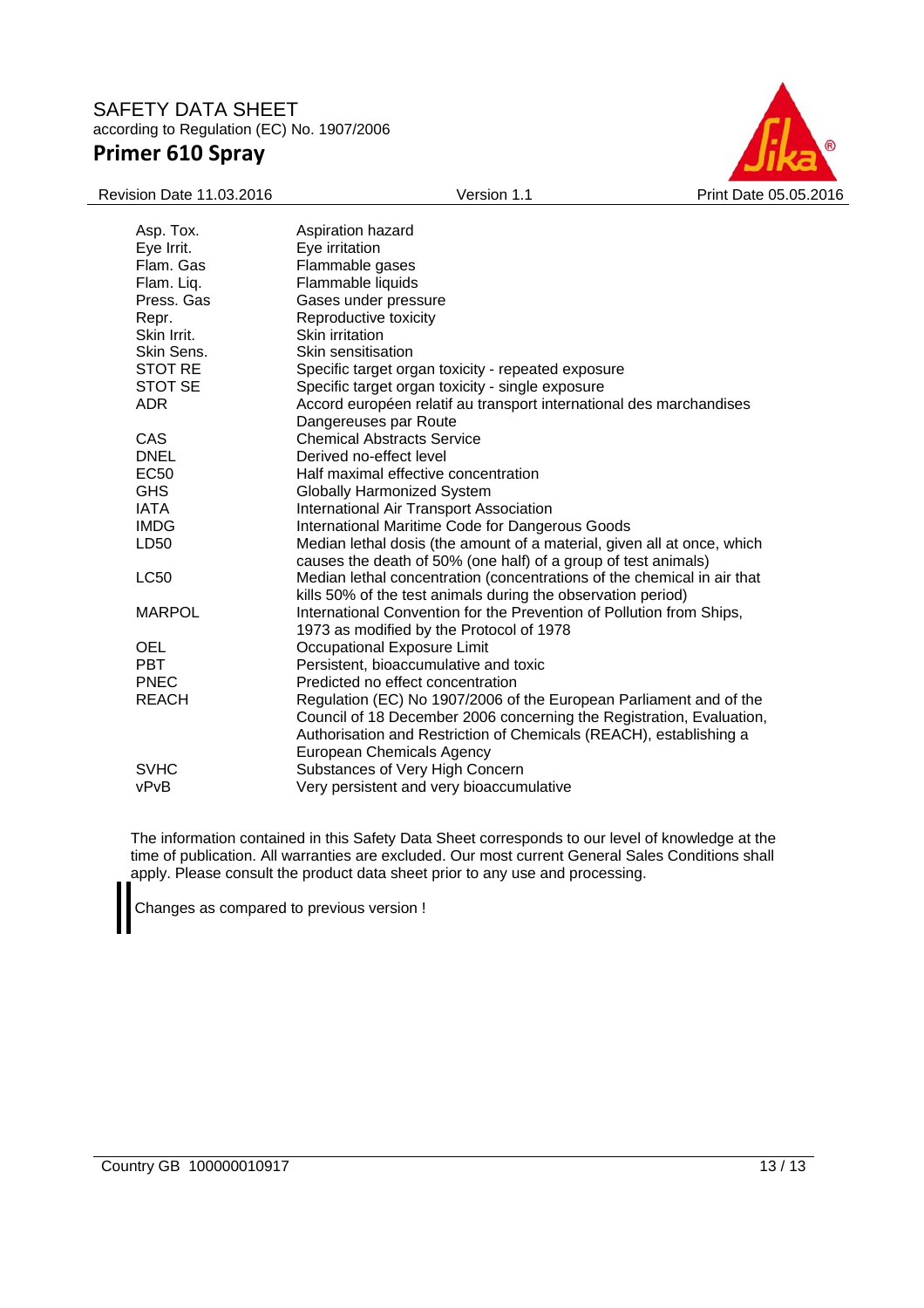| | |
|---|---|
| Asp. Tox. | Aspiration hazard |
| Eye Irrit. | Eye irritation |
| Flam. Gas | Flammable gases |
| Flam. Liq. | Flammable liquids |
| Press. Gas | Gases under pressure |
| Repr. | Reproductive toxicity |
| Skin Irrit. | Skin irritation |
| Skin Sens. | Skin sensitisation |
| STOT RE | Specific target organ toxicity - repeated exposure |
| STOT SE | Specific target organ toxicity - single exposure |
| ADR | Accord européen relatif au transport international des marchandises Dangereuses par Route |
| CAS | Chemical Abstracts Service |
| DNEL | Derived no-effect level |
| EC50 | Half maximal effective concentration |
| GHS | Globally Harmonized System |
| IATA | International Air Transport Association |
| IMDG | International Maritime Code for Dangerous Goods |
| LD50 | Median lethal dosis (the amount of a material, given all at once, which causes the death of 50% (one half) of a group of test animals) |
| LC50 | Median lethal concentration (concentrations of the chemical in air that kills 50% of the test animals during the observation period) |
| MARPOL | International Convention for the Prevention of Pollution from Ships, 1973 as modified by the Protocol of 1978 |
| OEL | Occupational Exposure Limit |
| PBT | Persistent, bioaccumulative and toxic |
| PNEC | Predicted no effect concentration |
| REACH | Regulation (EC) No 1907/2006 of the European Parliament and of the Council of 18 December 2006 concerning the Registration, Evaluation, Authorisation and Restriction of Chemicals (REACH), establishing a European Chemicals Agency |
| SVHC | Substances of Very High Concern |
| vPvB | Very persistent and very bioaccumulative |

The information contained in this Safety Data Sheet corresponds to our level of knowledge at the time of publication. All warranties are excluded. Our most current General Sales Conditions shall apply. Please consult the product data sheet prior to any use and processing.

Changes as compared to previous version !